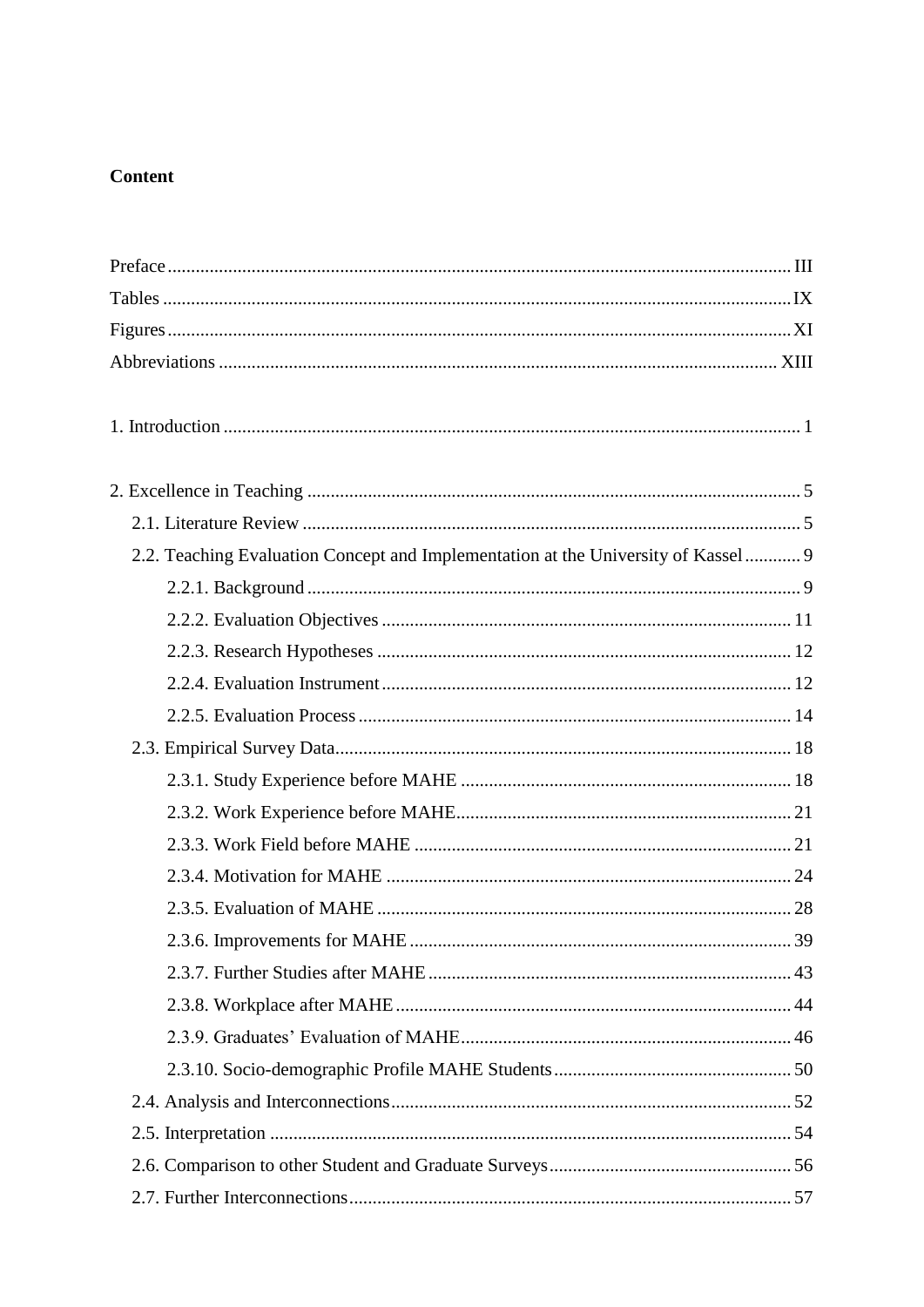**Content**

Preface ........................................................................................................................ III
Tables ......................................................................................................................... IX
Figures ........................................................................................................................ XI
Abbreviations ............................................................................................................ XIII

1. Introduction ............................................................................................................ 1

2. Excellence in Teaching ........................................................................................... 5
    2.1. Literature Review ............................................................................................. 5
    2.2. Teaching Evaluation Concept and Implementation at the University of Kassel ............ 9
        2.2.1. Background ................................................................................................ 9
        2.2.2. Evaluation Objectives ............................................................................... 11
        2.2.3. Research Hypotheses ................................................................................ 12
        2.2.4. Evaluation Instrument ............................................................................... 12
        2.2.5. Evaluation Process .................................................................................... 14
    2.3. Empirical Survey Data ..................................................................................... 18
        2.3.1. Study Experience before MAHE ............................................................... 18
        2.3.2. Work Experience before MAHE ................................................................ 21
        2.3.3. Work Field before MAHE ......................................................................... 21
        2.3.4. Motivation for MAHE ............................................................................... 24
        2.3.5. Evaluation of MAHE ................................................................................. 28
        2.3.6. Improvements for MAHE .......................................................................... 39
        2.3.7. Further Studies after MAHE ...................................................................... 43
        2.3.8. Workplace after MAHE ............................................................................. 44
        2.3.9. Graduates' Evaluation of MAHE ................................................................ 46
        2.3.10. Socio-demographic Profile MAHE Students ............................................. 50
    2.4. Analysis and Interconnections .......................................................................... 52
    2.5. Interpretation ................................................................................................... 54
    2.6. Comparison to other Student and Graduate Surveys .......................................... 56
    2.7. Further Interconnections .................................................................................. 57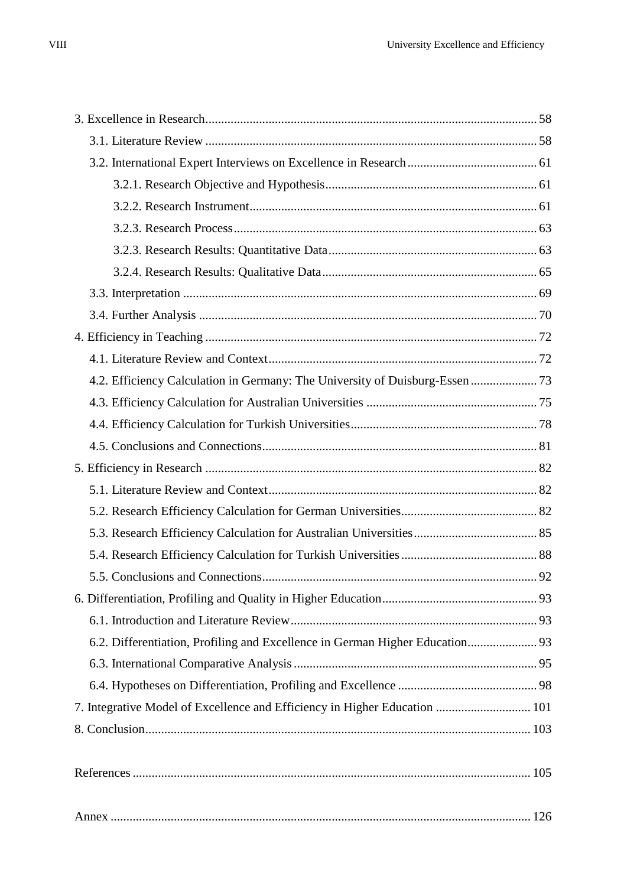3. Excellence in Research ........................................................................................................ 58

  3.1. Literature Review ........................................................................................................ 58

  3.2. International Expert Interviews on Excellence in Research ......................................... 61

    3.2.1. Research Objective and Hypothesis .................................................................. 61

    3.2.2. Research Instrument .......................................................................................... 61

    3.2.3. Research Process ............................................................................................... 63

    3.2.3. Research Results: Quantitative Data ................................................................. 63

    3.2.4. Research Results: Qualitative Data ................................................................... 65

  3.3. Interpretation ............................................................................................................... 69

  3.4. Further Analysis .......................................................................................................... 70

4. Efficiency in Teaching ........................................................................................................ 72

  4.1. Literature Review and Context .................................................................................... 72

  4.2. Efficiency Calculation in Germany: The University of Duisburg-Essen ..................... 73

  4.3. Efficiency Calculation for Australian Universities ...................................................... 75

  4.4. Efficiency Calculation for Turkish Universities .......................................................... 78

  4.5. Conclusions and Connections ...................................................................................... 81

5. Efficiency in Research ........................................................................................................ 82

  5.1. Literature Review and Context .................................................................................... 82

  5.2. Research Efficiency Calculation for German Universities .......................................... 82

  5.3. Research Efficiency Calculation for Australian Universities ....................................... 85

  5.4. Research Efficiency Calculation for Turkish Universities ........................................... 88

  5.5. Conclusions and Connections ...................................................................................... 92

6. Differentiation, Profiling and Quality in Higher Education ................................................ 93

  6.1. Introduction and Literature Review ............................................................................. 93

  6.2. Differentiation, Profiling and Excellence in German Higher Education ...................... 93

  6.3. International Comparative Analysis ............................................................................ 95

  6.4. Hypotheses on Differentiation, Profiling and Excellence ............................................ 98

7. Integrative Model of Excellence and Efficiency in Higher Education .............................. 101

8. Conclusion ......................................................................................................................... 103

References ............................................................................................................................. 105

Annex .................................................................................................................................... 126